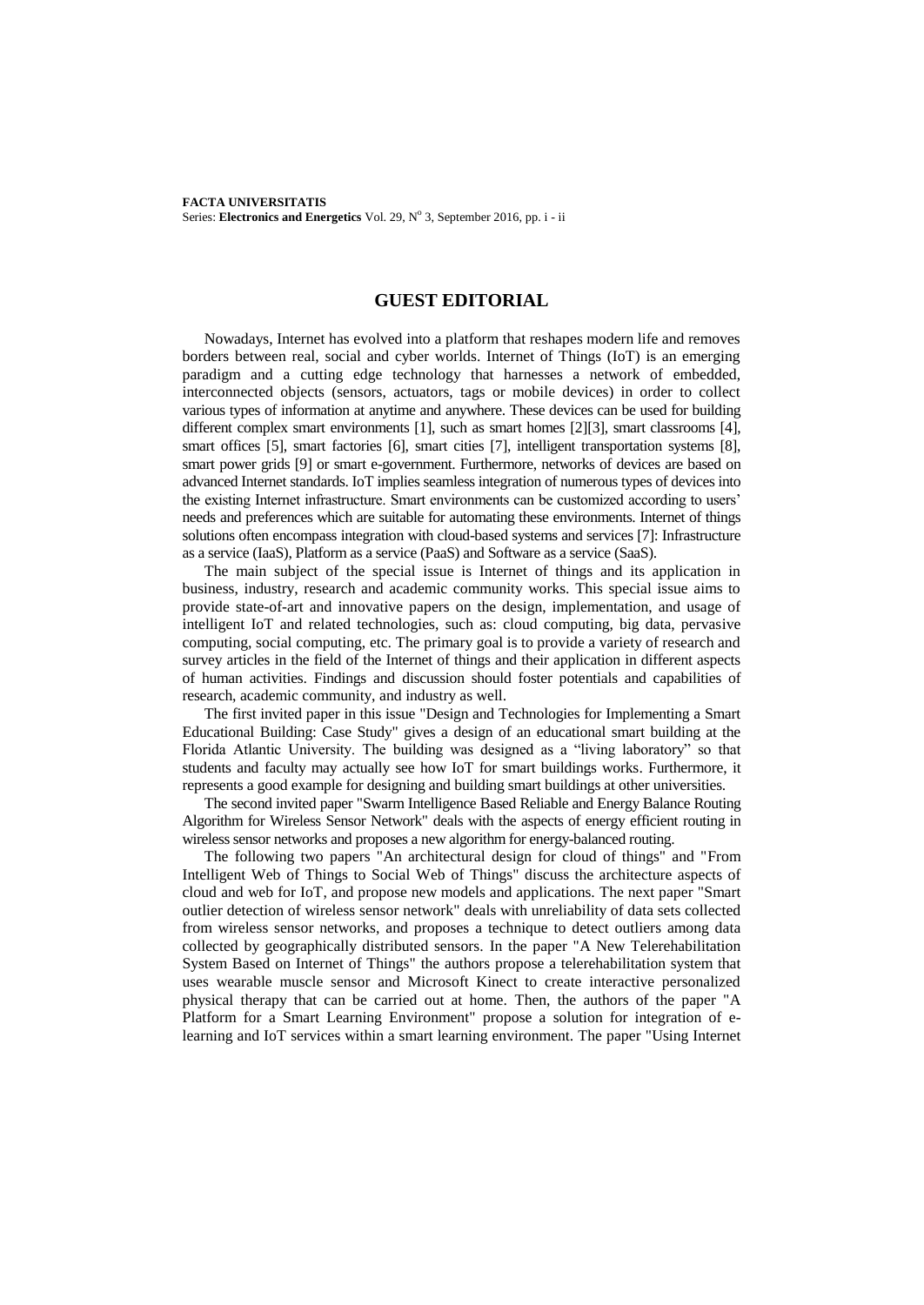# GUEST EDITORIAL

Nowadays, Internet has evolved into a platform that reshapes modern life and removes borders between real, social and cyber worlds. Internet of Things (IoT) is an emerging paradigm and a cutting edge technology that harnesses a network of embedded, interconnected objects (sensors, actuators, tags or mobile devices) in order to collect various types of information at anytime and anywhere. These devices can be used for building different complex smart environments [1], such as smart homes [2][3], smart classrooms [4], smart offices [5], smart factories [6], smart cities [7], intelligent transportation systems [8], smart power grids [9] or smart e-government. Furthermore, networks of devices are based on advanced Internet standards. IoT implies seamless integration of numerous types of devices into the existing Internet infrastructure. Smart environments can be customized according to users' needs and preferences which are suitable for automating these environments. Internet of things solutions often encompass integration with cloud-based systems and services [7]: Infrastructure as a service (IaaS), Platform as a service (PaaS) and Software as a service (SaaS).

The main subject of the special issue is Internet of things and its application in business, industry, research and academic community works. This special issue aims to provide state-of-art and innovative papers on the design, implementation, and usage of intelligent IoT and related technologies, such as: cloud computing, big data, pervasive computing, social computing, etc. The primary goal is to provide a variety of research and survey articles in the field of the Internet of things and their application in different aspects of human activities. Findings and discussion should foster potentials and capabilities of research, academic community, and industry as well.

The first invited paper in this issue "Design and Technologies for Implementing a Smart Educational Building: Case Study" gives a design of an educational smart building at the Florida Atlantic University. The building was designed as a "living laboratory" so that students and faculty may actually see how IoT for smart buildings works. Furthermore, it represents a good example for designing and building smart buildings at other universities.

The second invited paper "Swarm Intelligence Based Reliable and Energy Balance Routing Algorithm for Wireless Sensor Network" deals with the aspects of energy efficient routing in wireless sensor networks and proposes a new algorithm for energy-balanced routing.

The following two papers "An architectural design for cloud of things" and "From Intelligent Web of Things to Social Web of Things" discuss the architecture aspects of cloud and web for IoT, and propose new models and applications. The next paper "Smart outlier detection of wireless sensor network" deals with unreliability of data sets collected from wireless sensor networks, and proposes a technique to detect outliers among data collected by geographically distributed sensors. In the paper "A New Telerehabilitation System Based on Internet of Things" the authors propose a telerehabilitation system that uses wearable muscle sensor and Microsoft Kinect to create interactive personalized physical therapy that can be carried out at home. Then, the authors of the paper "A Platform for a Smart Learning Environment" propose a solution for integration of e-learning and IoT services within a smart learning environment. The paper "Using Internet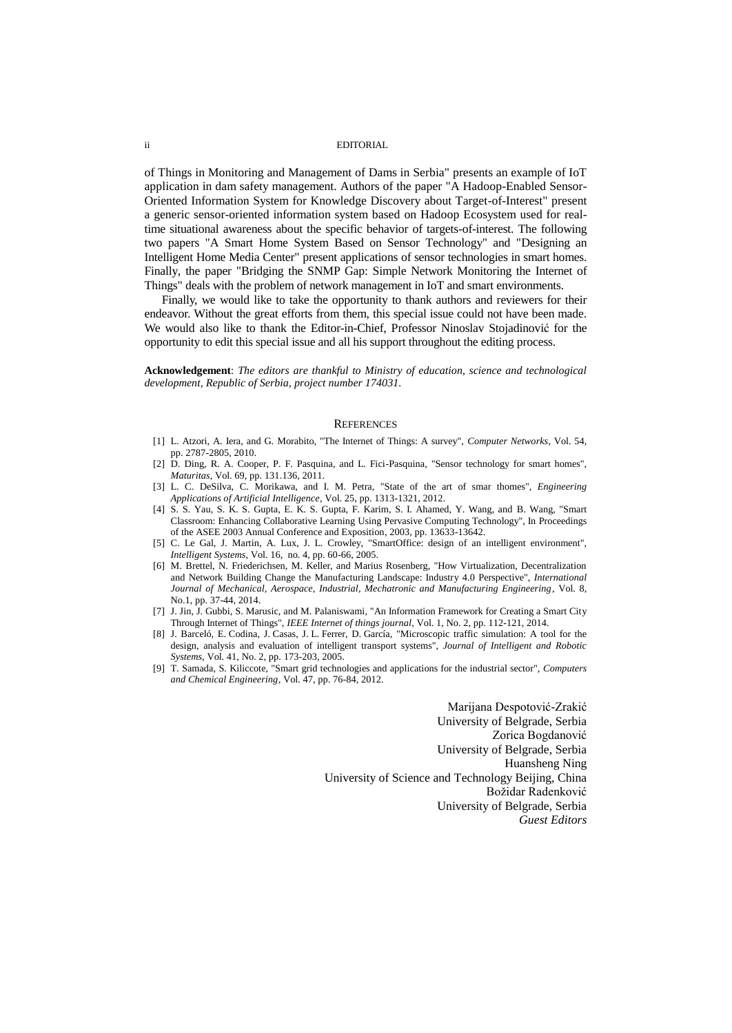of Things in Monitoring and Management of Dams in Serbia" presents an example of IoT application in dam safety management. Authors of the paper "A Hadoop-Enabled Sensor-Oriented Information System for Knowledge Discovery about Target-of-Interest" present a generic sensor-oriented information system based on Hadoop Ecosystem used for real-time situational awareness about the specific behavior of targets-of-interest. The following two papers "A Smart Home System Based on Sensor Technology" and "Designing an Intelligent Home Media Center" present applications of sensor technologies in smart homes. Finally, the paper "Bridging the SNMP Gap: Simple Network Monitoring the Internet of Things" deals with the problem of network management in IoT and smart environments.

Finally, we would like to take the opportunity to thank authors and reviewers for their endeavor. Without the great efforts from them, this special issue could not have been made. We would also like to thank the Editor-in-Chief, Professor Ninoslav Stojadinović for the opportunity to edit this special issue and all his support throughout the editing process.

**Acknowledgement**: *The editors are thankful to Ministry of education, science and technological development, Republic of Serbia, project number 174031.*

## References

[1] L. Atzori, A. Iera, and G. Morabito, "The Internet of Things: A survey", *Computer Networks*, Vol. 54, pp. 2787-2805, 2010.

[2] D. Ding, R. A. Cooper, P. F. Pasquina, and L. Fici-Pasquina, "Sensor technology for smart homes", *Maturitas*, Vol. 69, pp. 131.136, 2011.

[3] L. C. DeSilva, C. Morikawa, and I. M. Petra, "State of the art of smar thomes", *Engineering Applications of Artificial Intelligence*, Vol. 25, pp. 1313-1321, 2012.

[4] S. S. Yau, S. K. S. Gupta, E. K. S. Gupta, F. Karim, S. I. Ahamed, Y. Wang, and B. Wang, "Smart Classroom: Enhancing Collaborative Learning Using Pervasive Computing Technology", In Proceedings of the ASEE 2003 Annual Conference and Exposition, 2003, pp. 13633-13642.

[5] C. Le Gal, J. Martin, A. Lux, J. L. Crowley, "SmartOffice: design of an intelligent environment", *Intelligent Systems*, Vol. 16, no. 4, pp. 60-66, 2005.

[6] M. Brettel, N. Friederichsen, M. Keller, and Marius Rosenberg, "How Virtualization, Decentralization and Network Building Change the Manufacturing Landscape: Industry 4.0 Perspective", *International Journal of Mechanical, Aerospace, Industrial, Mechatronic and Manufacturing Engineering*, Vol. 8, No.1, pp. 37-44, 2014.

[7] J. Jin, J. Gubbi, S. Marusic, and M. Palaniswami, "An Information Framework for Creating a Smart City Through Internet of Things", *IEEE Internet of things journal*, Vol. 1, No. 2, pp. 112-121, 2014.

[8] J. Barceló, E. Codina, J. Casas, J. L. Ferrer, D. García, "Microscopic traffic simulation: A tool for the design, analysis and evaluation of intelligent transport systems", *Journal of Intelligent and Robotic Systems*, Vol. 41, No. 2, pp. 173-203, 2005.

[9] T. Samada, S. Kiliccote, "Smart grid technologies and applications for the industrial sector", *Computers and Chemical Engineering*, Vol. 47, pp. 76-84, 2012.

Marijana Despotović-Zrakić
University of Belgrade, Serbia
Zorica Bogdanović
University of Belgrade, Serbia
Huansheng Ning
University of Science and Technology Beijing, China
Božidar Radenković
University of Belgrade, Serbia
*Guest Editors*